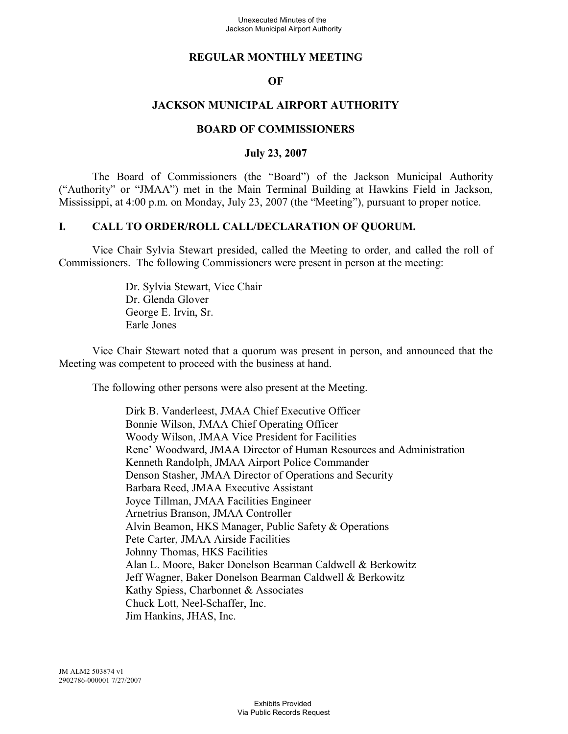# REGULAR MONTHLY MEETING

# OF

# JACKSON MUNICIPAL AIRPORT AUTHORITY

# BOARD OF COMMISSIONERS

## July 23, 2007

The Board of Commissioners (the "Board") of the Jackson Municipal Authority ("Authority" or "JMAA") met in the Main Terminal Building at Hawkins Field in Jackson, Mississippi, at 4:00 p.m. on Monday, July 23, 2007 (the "Meeting"), pursuant to proper notice.

## I. CALL TO ORDER/ROLL CALL/DECLARATION OF QUORUM.

Vice Chair Sylvia Stewart presided, called the Meeting to order, and called the roll of Commissioners. The following Commissioners were present in person at the meeting:

Dr. Sylvia Stewart, Vice Chair
Dr. Glenda Glover
George E. Irvin, Sr.
Earle Jones

Vice Chair Stewart noted that a quorum was present in person, and announced that the Meeting was competent to proceed with the business at hand.

The following other persons were also present at the Meeting.

Dirk B. Vanderleest, JMAA Chief Executive Officer
Bonnie Wilson, JMAA Chief Operating Officer
Woody Wilson, JMAA Vice President for Facilities
Rene' Woodward, JMAA Director of Human Resources and Administration
Kenneth Randolph, JMAA Airport Police Commander
Denson Stasher, JMAA Director of Operations and Security
Barbara Reed, JMAA Executive Assistant
Joyce Tillman, JMAA Facilities Engineer
Arnetrius Branson, JMAA Controller
Alvin Beamon, HKS Manager, Public Safety & Operations
Pete Carter, JMAA Airside Facilities
Johnny Thomas, HKS Facilities
Alan L. Moore, Baker Donelson Bearman Caldwell & Berkowitz
Jeff Wagner, Baker Donelson Bearman Caldwell & Berkowitz
Kathy Spiess, Charbonnet & Associates
Chuck Lott, Neel-Schaffer, Inc.
Jim Hankins, JHAS, Inc.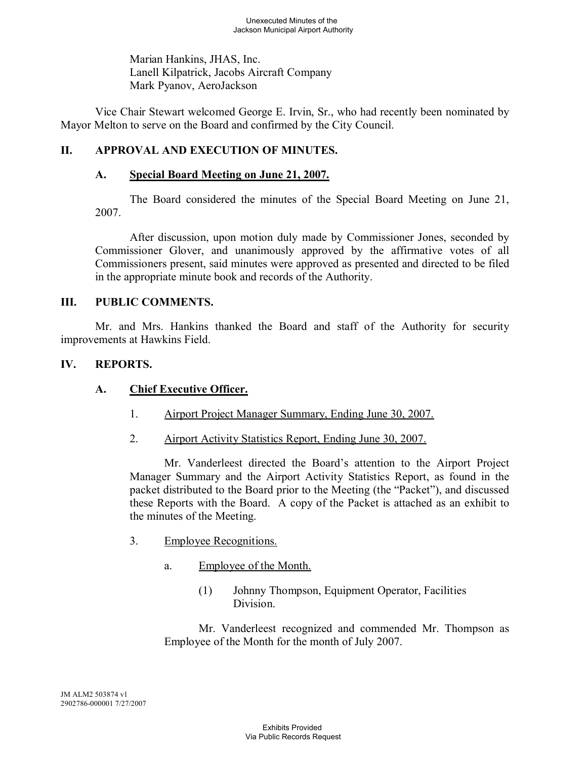Marian Hankins, JHAS, Inc.
Lanell Kilpatrick, Jacobs Aircraft Company
Mark Pyanov, AeroJackson

Vice Chair Stewart welcomed George E. Irvin, Sr., who had recently been nominated by Mayor Melton to serve on the Board and confirmed by the City Council.

## II. APPROVAL AND EXECUTION OF MINUTES.

### A. Special Board Meeting on June 21, 2007.

The Board considered the minutes of the Special Board Meeting on June 21, 2007.

After discussion, upon motion duly made by Commissioner Jones, seconded by Commissioner Glover, and unanimously approved by the affirmative votes of all Commissioners present, said minutes were approved as presented and directed to be filed in the appropriate minute book and records of the Authority.

## III. PUBLIC COMMENTS.

Mr. and Mrs. Hankins thanked the Board and staff of the Authority for security improvements at Hawkins Field.

## IV. REPORTS.

### A. Chief Executive Officer.

1. Airport Project Manager Summary, Ending June 30, 2007.

2. Airport Activity Statistics Report, Ending June 30, 2007.

Mr. Vanderleest directed the Board's attention to the Airport Project Manager Summary and the Airport Activity Statistics Report, as found in the packet distributed to the Board prior to the Meeting (the "Packet"), and discussed these Reports with the Board. A copy of the Packet is attached as an exhibit to the minutes of the Meeting.

3. Employee Recognitions.

   a. Employee of the Month.

      (1) Johnny Thompson, Equipment Operator, Facilities Division.

Mr. Vanderleest recognized and commended Mr. Thompson as Employee of the Month for the month of July 2007.

JM ALM2 503874 v1
2902786-000001 7/27/2007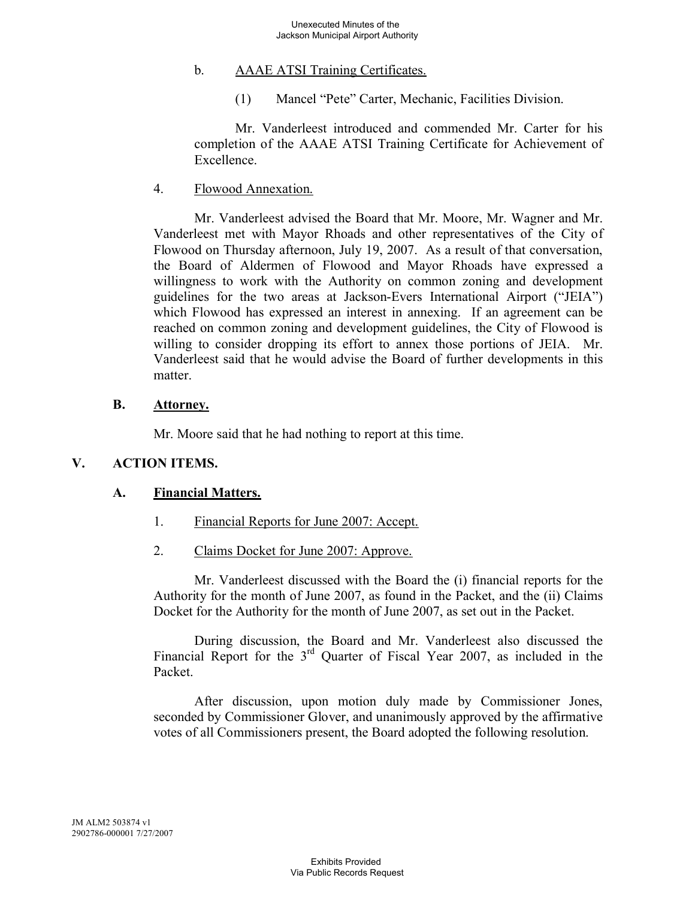b. AAAE ATSI Training Certificates.

(1) Mancel "Pete" Carter, Mechanic, Facilities Division.

Mr. Vanderleest introduced and commended Mr. Carter for his completion of the AAAE ATSI Training Certificate for Achievement of Excellence.

4. Flowood Annexation.

Mr. Vanderleest advised the Board that Mr. Moore, Mr. Wagner and Mr. Vanderleest met with Mayor Rhoads and other representatives of the City of Flowood on Thursday afternoon, July 19, 2007. As a result of that conversation, the Board of Aldermen of Flowood and Mayor Rhoads have expressed a willingness to work with the Authority on common zoning and development guidelines for the two areas at Jackson-Evers International Airport ("JEIA") which Flowood has expressed an interest in annexing. If an agreement can be reached on common zoning and development guidelines, the City of Flowood is willing to consider dropping its effort to annex those portions of JEIA. Mr. Vanderleest said that he would advise the Board of further developments in this matter.

### B. Attorney.

Mr. Moore said that he had nothing to report at this time.

## V. ACTION ITEMS.

### A. Financial Matters.

1. Financial Reports for June 2007: Accept.

2. Claims Docket for June 2007: Approve.

Mr. Vanderleest discussed with the Board the (i) financial reports for the Authority for the month of June 2007, as found in the Packet, and the (ii) Claims Docket for the Authority for the month of June 2007, as set out in the Packet.

During discussion, the Board and Mr. Vanderleest also discussed the Financial Report for the 3rd Quarter of Fiscal Year 2007, as included in the Packet.

After discussion, upon motion duly made by Commissioner Jones, seconded by Commissioner Glover, and unanimously approved by the affirmative votes of all Commissioners present, the Board adopted the following resolution.

JM ALM2 503874 v1
2902786-000001 7/27/2007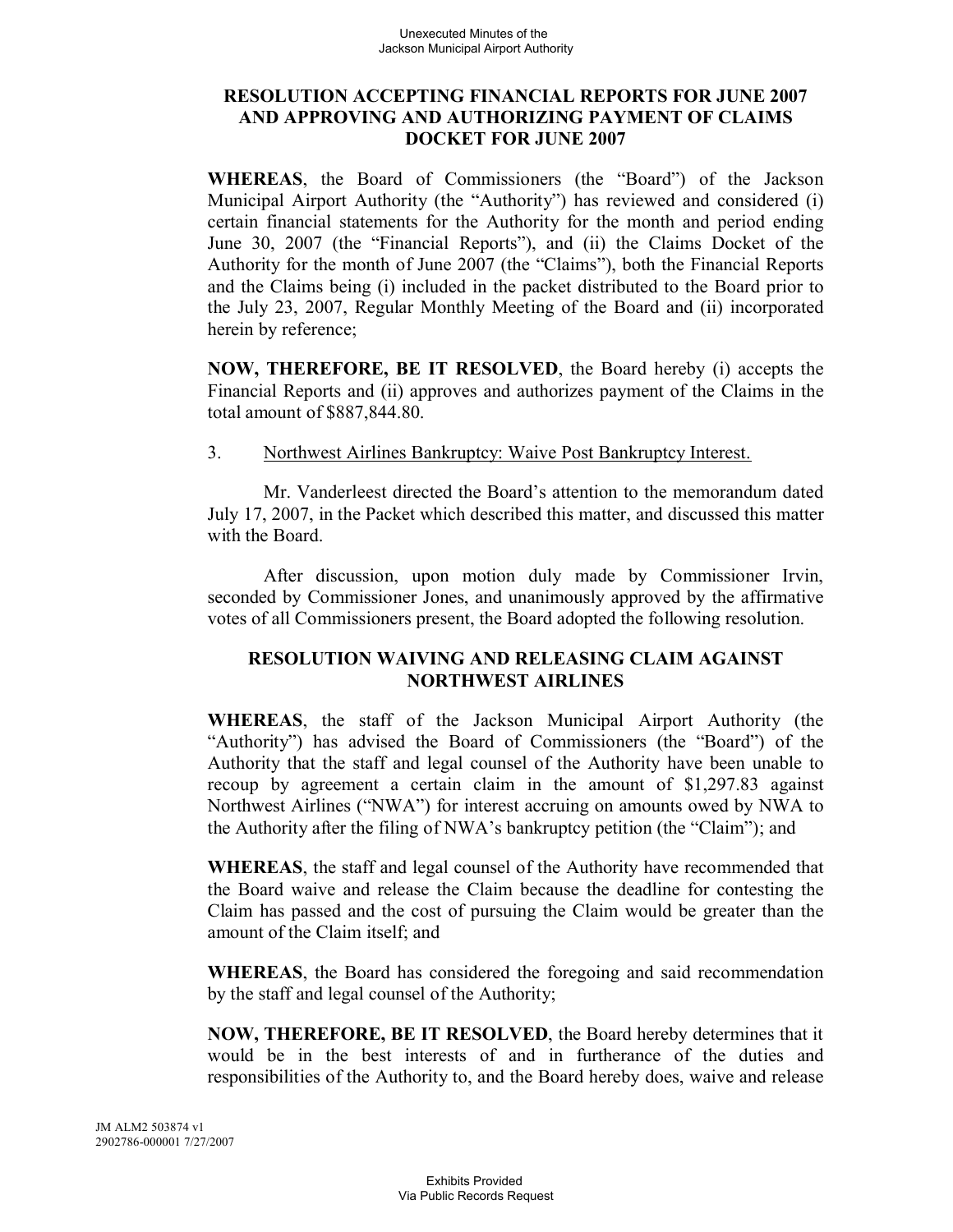**RESOLUTION ACCEPTING FINANCIAL REPORTS FOR JUNE 2007 AND APPROVING AND AUTHORIZING PAYMENT OF CLAIMS DOCKET FOR JUNE 2007**

**WHEREAS**, the Board of Commissioners (the "Board") of the Jackson Municipal Airport Authority (the "Authority") has reviewed and considered (i) certain financial statements for the Authority for the month and period ending June 30, 2007 (the "Financial Reports"), and (ii) the Claims Docket of the Authority for the month of June 2007 (the "Claims"), both the Financial Reports and the Claims being (i) included in the packet distributed to the Board prior to the July 23, 2007, Regular Monthly Meeting of the Board and (ii) incorporated herein by reference;

**NOW, THEREFORE, BE IT RESOLVED**, the Board hereby (i) accepts the Financial Reports and (ii) approves and authorizes payment of the Claims in the total amount of $887,844.80.

3. Northwest Airlines Bankruptcy: Waive Post Bankruptcy Interest.

Mr. Vanderleest directed the Board's attention to the memorandum dated July 17, 2007, in the Packet which described this matter, and discussed this matter with the Board.

After discussion, upon motion duly made by Commissioner Irvin, seconded by Commissioner Jones, and unanimously approved by the affirmative votes of all Commissioners present, the Board adopted the following resolution.

**RESOLUTION WAIVING AND RELEASING CLAIM AGAINST NORTHWEST AIRLINES**

**WHEREAS**, the staff of the Jackson Municipal Airport Authority (the "Authority") has advised the Board of Commissioners (the "Board") of the Authority that the staff and legal counsel of the Authority have been unable to recoup by agreement a certain claim in the amount of $1,297.83 against Northwest Airlines ("NWA") for interest accruing on amounts owed by NWA to the Authority after the filing of NWA's bankruptcy petition (the "Claim"); and

**WHEREAS**, the staff and legal counsel of the Authority have recommended that the Board waive and release the Claim because the deadline for contesting the Claim has passed and the cost of pursuing the Claim would be greater than the amount of the Claim itself; and

**WHEREAS**, the Board has considered the foregoing and said recommendation by the staff and legal counsel of the Authority;

**NOW, THEREFORE, BE IT RESOLVED**, the Board hereby determines that it would be in the best interests of and in furtherance of the duties and responsibilities of the Authority to, and the Board hereby does, waive and release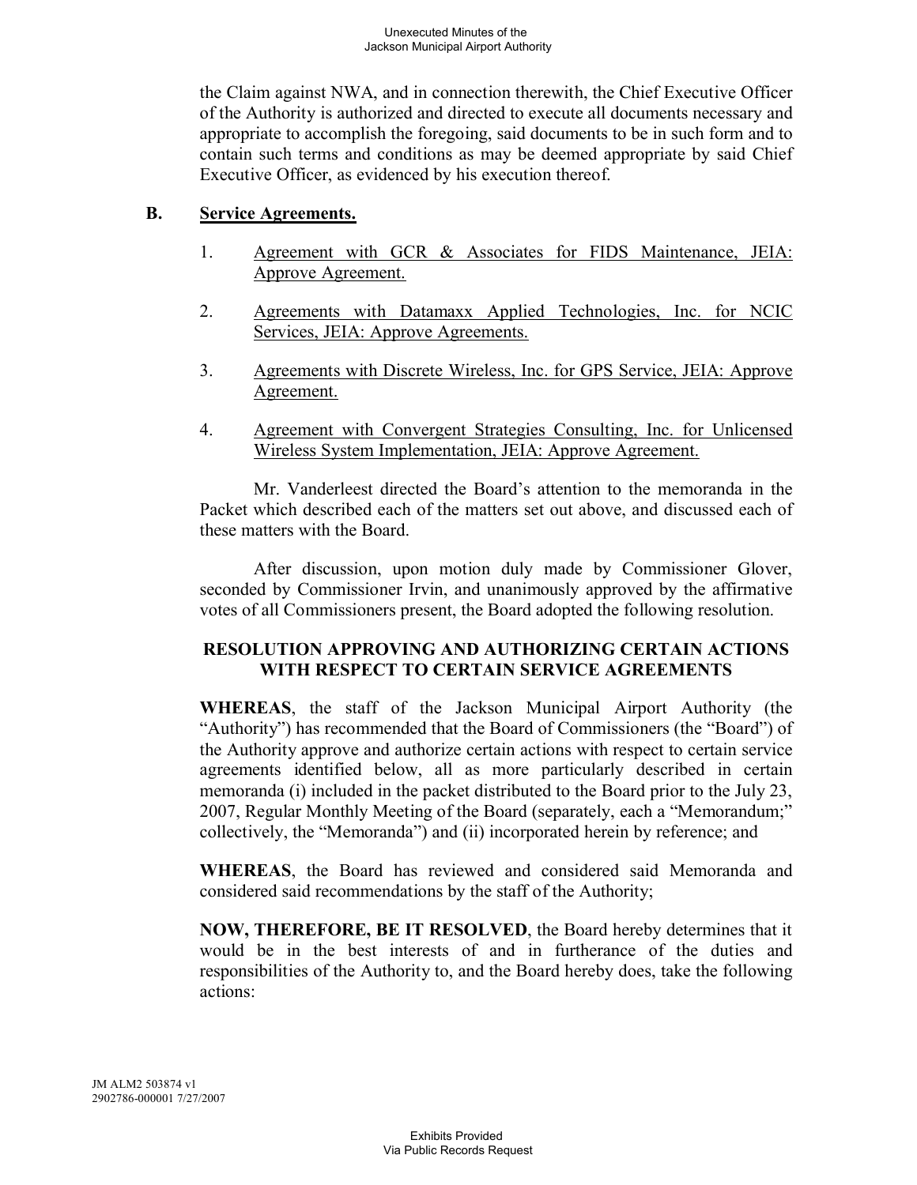the Claim against NWA, and in connection therewith, the Chief Executive Officer of the Authority is authorized and directed to execute all documents necessary and appropriate to accomplish the foregoing, said documents to be in such form and to contain such terms and conditions as may be deemed appropriate by said Chief Executive Officer, as evidenced by his execution thereof.

**B. Service Agreements.**

1. Agreement with GCR & Associates for FIDS Maintenance, JEIA: Approve Agreement.

2. Agreements with Datamaxx Applied Technologies, Inc. for NCIC Services, JEIA: Approve Agreements.

3. Agreements with Discrete Wireless, Inc. for GPS Service, JEIA: Approve Agreement.

4. Agreement with Convergent Strategies Consulting, Inc. for Unlicensed Wireless System Implementation, JEIA: Approve Agreement.

Mr. Vanderleest directed the Board's attention to the memoranda in the Packet which described each of the matters set out above, and discussed each of these matters with the Board.

After discussion, upon motion duly made by Commissioner Glover, seconded by Commissioner Irvin, and unanimously approved by the affirmative votes of all Commissioners present, the Board adopted the following resolution.

**RESOLUTION APPROVING AND AUTHORIZING CERTAIN ACTIONS WITH RESPECT TO CERTAIN SERVICE AGREEMENTS**

**WHEREAS**, the staff of the Jackson Municipal Airport Authority (the "Authority") has recommended that the Board of Commissioners (the "Board") of the Authority approve and authorize certain actions with respect to certain service agreements identified below, all as more particularly described in certain memoranda (i) included in the packet distributed to the Board prior to the July 23, 2007, Regular Monthly Meeting of the Board (separately, each a "Memorandum;" collectively, the "Memoranda") and (ii) incorporated herein by reference; and

**WHEREAS**, the Board has reviewed and considered said Memoranda and considered said recommendations by the staff of the Authority;

**NOW, THEREFORE, BE IT RESOLVED**, the Board hereby determines that it would be in the best interests of and in furtherance of the duties and responsibilities of the Authority to, and the Board hereby does, take the following actions: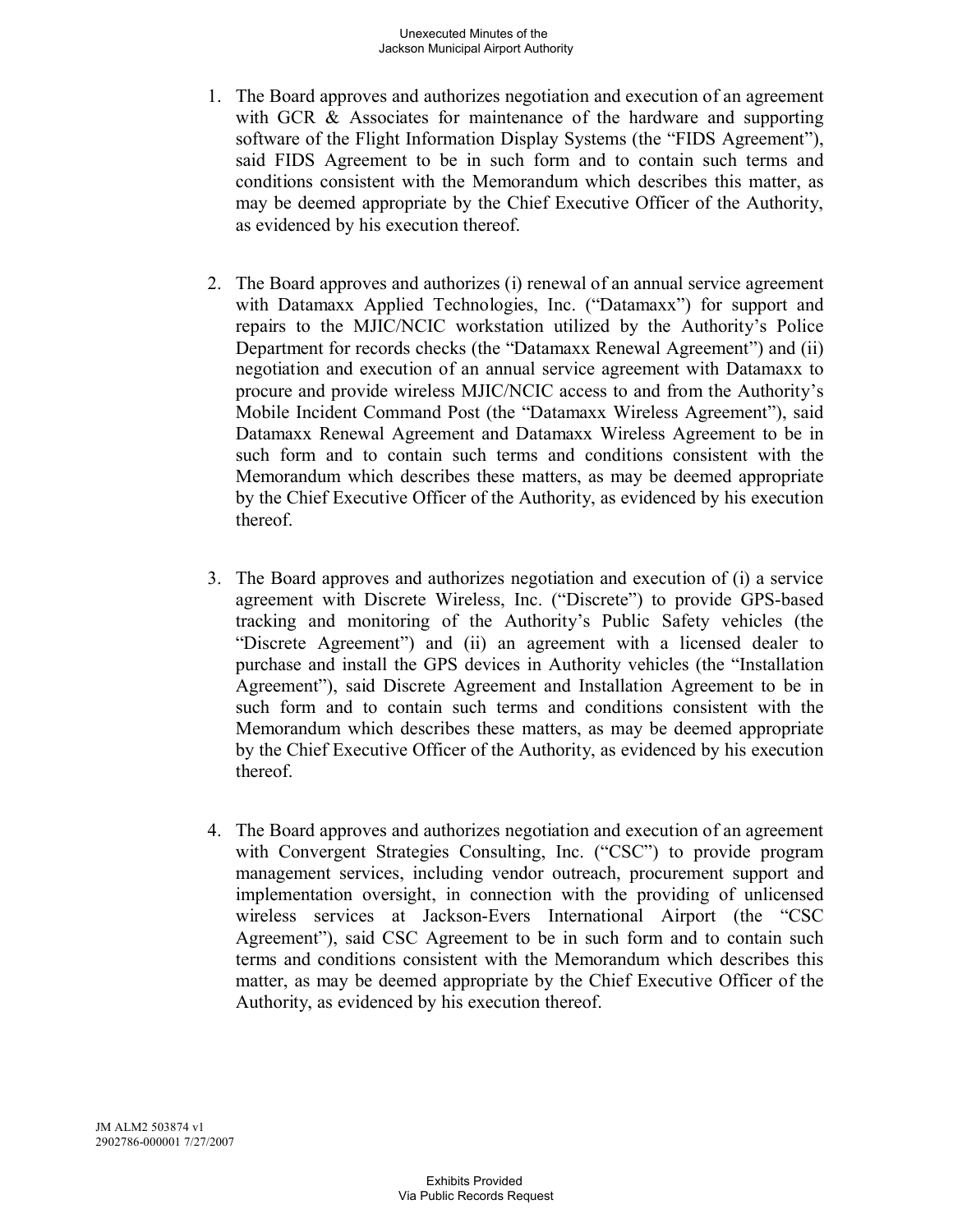1. The Board approves and authorizes negotiation and execution of an agreement with GCR & Associates for maintenance of the hardware and supporting software of the Flight Information Display Systems (the "FIDS Agreement"), said FIDS Agreement to be in such form and to contain such terms and conditions consistent with the Memorandum which describes this matter, as may be deemed appropriate by the Chief Executive Officer of the Authority, as evidenced by his execution thereof.

2. The Board approves and authorizes (i) renewal of an annual service agreement with Datamaxx Applied Technologies, Inc. ("Datamaxx") for support and repairs to the MJIC/NCIC workstation utilized by the Authority's Police Department for records checks (the "Datamaxx Renewal Agreement") and (ii) negotiation and execution of an annual service agreement with Datamaxx to procure and provide wireless MJIC/NCIC access to and from the Authority's Mobile Incident Command Post (the "Datamaxx Wireless Agreement"), said Datamaxx Renewal Agreement and Datamaxx Wireless Agreement to be in such form and to contain such terms and conditions consistent with the Memorandum which describes these matters, as may be deemed appropriate by the Chief Executive Officer of the Authority, as evidenced by his execution thereof.

3. The Board approves and authorizes negotiation and execution of (i) a service agreement with Discrete Wireless, Inc. ("Discrete") to provide GPS-based tracking and monitoring of the Authority's Public Safety vehicles (the "Discrete Agreement") and (ii) an agreement with a licensed dealer to purchase and install the GPS devices in Authority vehicles (the "Installation Agreement"), said Discrete Agreement and Installation Agreement to be in such form and to contain such terms and conditions consistent with the Memorandum which describes these matters, as may be deemed appropriate by the Chief Executive Officer of the Authority, as evidenced by his execution thereof.

4. The Board approves and authorizes negotiation and execution of an agreement with Convergent Strategies Consulting, Inc. ("CSC") to provide program management services, including vendor outreach, procurement support and implementation oversight, in connection with the providing of unlicensed wireless services at Jackson-Evers International Airport (the "CSC Agreement"), said CSC Agreement to be in such form and to contain such terms and conditions consistent with the Memorandum which describes this matter, as may be deemed appropriate by the Chief Executive Officer of the Authority, as evidenced by his execution thereof.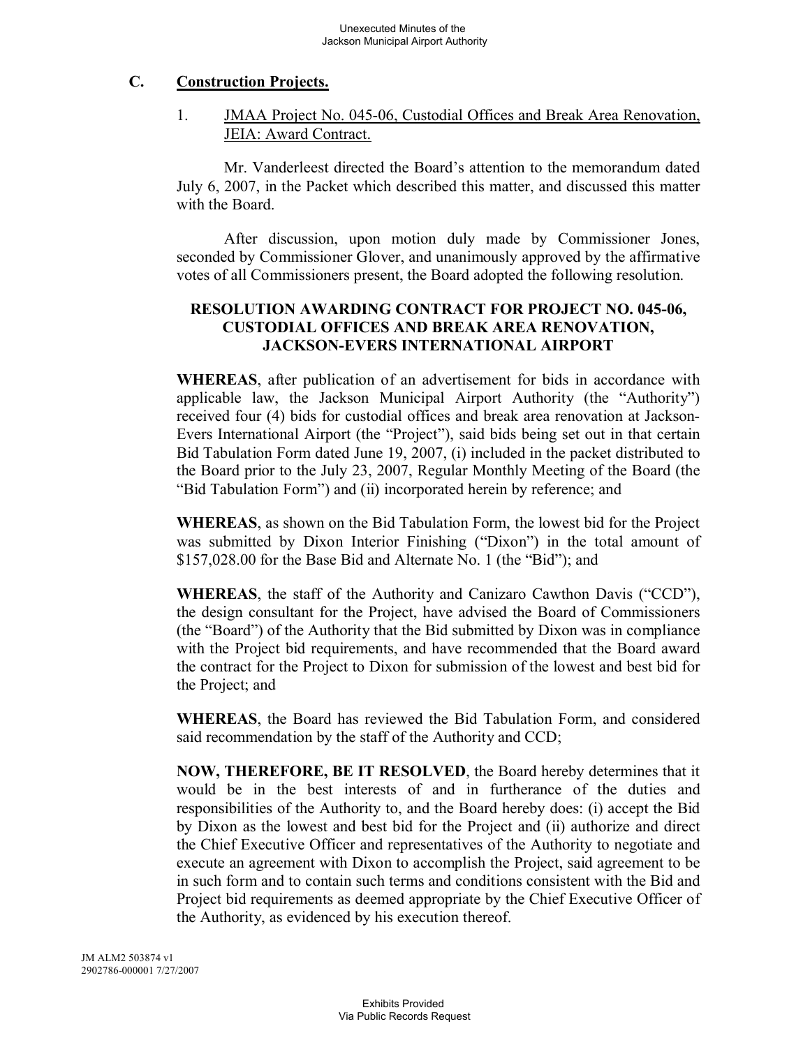## C. Construction Projects.

1. JMAA Project No. 045-06, Custodial Offices and Break Area Renovation, JEIA: Award Contract.

Mr. Vanderleest directed the Board's attention to the memorandum dated July 6, 2007, in the Packet which described this matter, and discussed this matter with the Board.

After discussion, upon motion duly made by Commissioner Jones, seconded by Commissioner Glover, and unanimously approved by the affirmative votes of all Commissioners present, the Board adopted the following resolution.

**RESOLUTION AWARDING CONTRACT FOR PROJECT NO. 045-06, CUSTODIAL OFFICES AND BREAK AREA RENOVATION, JACKSON-EVERS INTERNATIONAL AIRPORT**

**WHEREAS**, after publication of an advertisement for bids in accordance with applicable law, the Jackson Municipal Airport Authority (the "Authority") received four (4) bids for custodial offices and break area renovation at Jackson-Evers International Airport (the "Project"), said bids being set out in that certain Bid Tabulation Form dated June 19, 2007, (i) included in the packet distributed to the Board prior to the July 23, 2007, Regular Monthly Meeting of the Board (the "Bid Tabulation Form") and (ii) incorporated herein by reference; and

**WHEREAS**, as shown on the Bid Tabulation Form, the lowest bid for the Project was submitted by Dixon Interior Finishing ("Dixon") in the total amount of $157,028.00 for the Base Bid and Alternate No. 1 (the "Bid"); and

**WHEREAS**, the staff of the Authority and Canizaro Cawthon Davis ("CCD"), the design consultant for the Project, have advised the Board of Commissioners (the "Board") of the Authority that the Bid submitted by Dixon was in compliance with the Project bid requirements, and have recommended that the Board award the contract for the Project to Dixon for submission of the lowest and best bid for the Project; and

**WHEREAS**, the Board has reviewed the Bid Tabulation Form, and considered said recommendation by the staff of the Authority and CCD;

**NOW, THEREFORE, BE IT RESOLVED**, the Board hereby determines that it would be in the best interests of and in furtherance of the duties and responsibilities of the Authority to, and the Board hereby does: (i) accept the Bid by Dixon as the lowest and best bid for the Project and (ii) authorize and direct the Chief Executive Officer and representatives of the Authority to negotiate and execute an agreement with Dixon to accomplish the Project, said agreement to be in such form and to contain such terms and conditions consistent with the Bid and Project bid requirements as deemed appropriate by the Chief Executive Officer of the Authority, as evidenced by his execution thereof.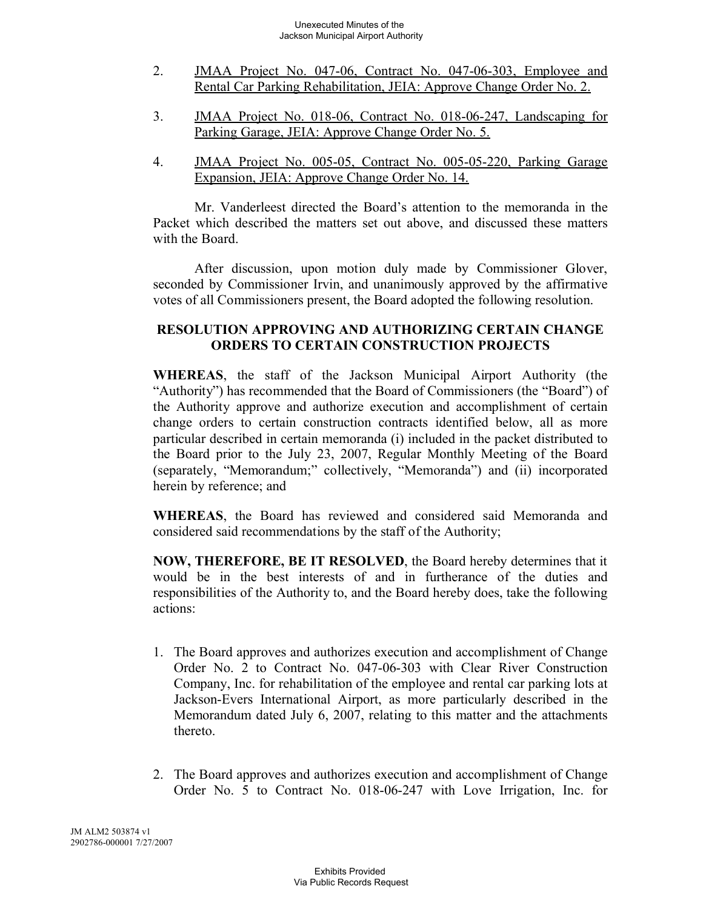2. <u>JMAA Project No. 047-06, Contract No. 047-06-303, Employee and Rental Car Parking Rehabilitation, JEIA: Approve Change Order No. 2.</u>

3. <u>JMAA Project No. 018-06, Contract No. 018-06-247, Landscaping for Parking Garage, JEIA: Approve Change Order No. 5.</u>

4. <u>JMAA Project No. 005-05, Contract No. 005-05-220, Parking Garage Expansion, JEIA: Approve Change Order No. 14.</u>

Mr. Vanderleest directed the Board's attention to the memoranda in the Packet which described the matters set out above, and discussed these matters with the Board.

After discussion, upon motion duly made by Commissioner Glover, seconded by Commissioner Irvin, and unanimously approved by the affirmative votes of all Commissioners present, the Board adopted the following resolution.

**RESOLUTION APPROVING AND AUTHORIZING CERTAIN CHANGE ORDERS TO CERTAIN CONSTRUCTION PROJECTS**

**WHEREAS**, the staff of the Jackson Municipal Airport Authority (the "Authority") has recommended that the Board of Commissioners (the "Board") of the Authority approve and authorize execution and accomplishment of certain change orders to certain construction contracts identified below, all as more particular described in certain memoranda (i) included in the packet distributed to the Board prior to the July 23, 2007, Regular Monthly Meeting of the Board (separately, "Memorandum;" collectively, "Memoranda") and (ii) incorporated herein by reference; and

**WHEREAS**, the Board has reviewed and considered said Memoranda and considered said recommendations by the staff of the Authority;

**NOW, THEREFORE, BE IT RESOLVED**, the Board hereby determines that it would be in the best interests of and in furtherance of the duties and responsibilities of the Authority to, and the Board hereby does, take the following actions:

1. The Board approves and authorizes execution and accomplishment of Change Order No. 2 to Contract No. 047-06-303 with Clear River Construction Company, Inc. for rehabilitation of the employee and rental car parking lots at Jackson-Evers International Airport, as more particularly described in the Memorandum dated July 6, 2007, relating to this matter and the attachments thereto.

2. The Board approves and authorizes execution and accomplishment of Change Order No. 5 to Contract No. 018-06-247 with Love Irrigation, Inc. for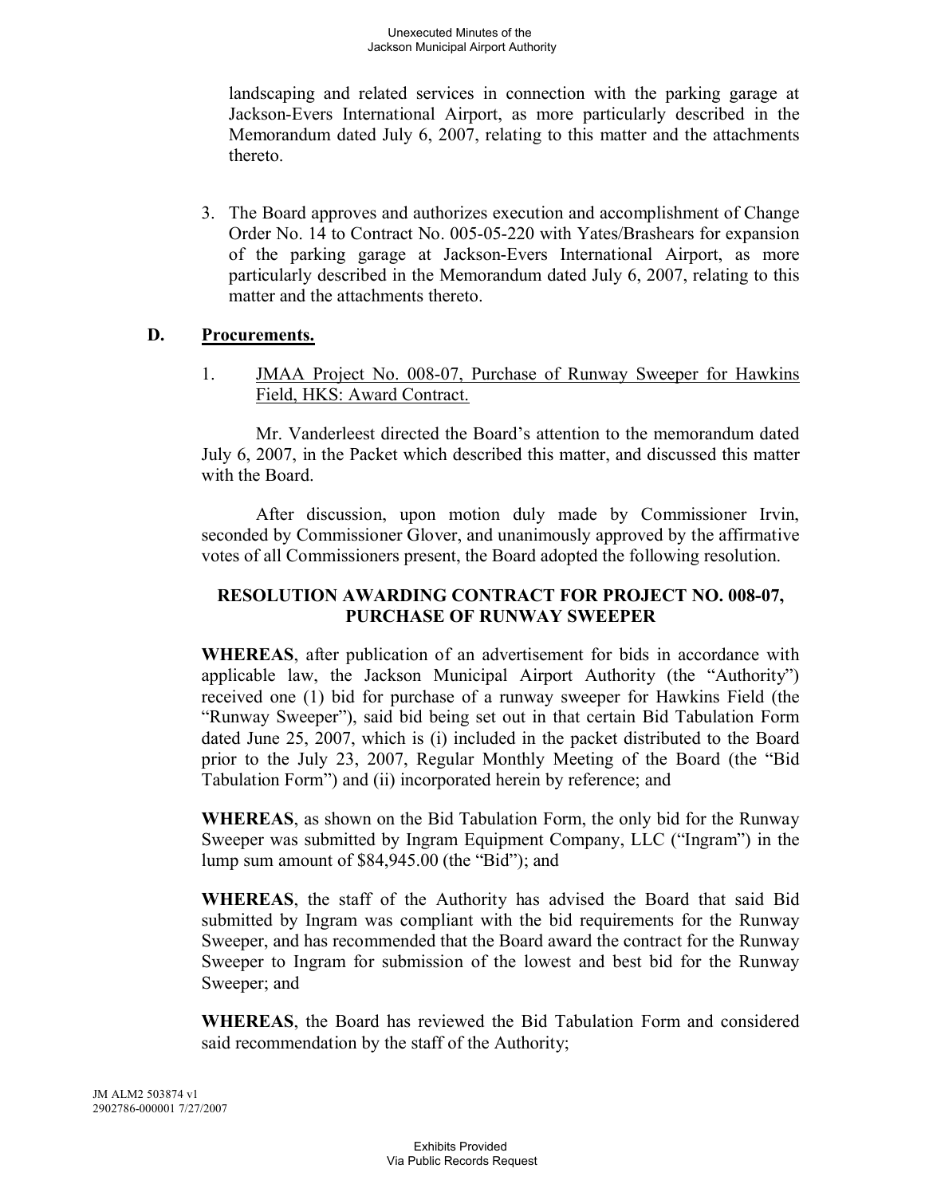landscaping and related services in connection with the parking garage at Jackson-Evers International Airport, as more particularly described in the Memorandum dated July 6, 2007, relating to this matter and the attachments thereto.

3. The Board approves and authorizes execution and accomplishment of Change Order No. 14 to Contract No. 005-05-220 with Yates/Brashears for expansion of the parking garage at Jackson-Evers International Airport, as more particularly described in the Memorandum dated July 6, 2007, relating to this matter and the attachments thereto.

## D. Procurements.

1. JMAA Project No. 008-07, Purchase of Runway Sweeper for Hawkins Field, HKS: Award Contract.

Mr. Vanderleest directed the Board's attention to the memorandum dated July 6, 2007, in the Packet which described this matter, and discussed this matter with the Board.

After discussion, upon motion duly made by Commissioner Irvin, seconded by Commissioner Glover, and unanimously approved by the affirmative votes of all Commissioners present, the Board adopted the following resolution.

**RESOLUTION AWARDING CONTRACT FOR PROJECT NO. 008-07, PURCHASE OF RUNWAY SWEEPER**

**WHEREAS**, after publication of an advertisement for bids in accordance with applicable law, the Jackson Municipal Airport Authority (the "Authority") received one (1) bid for purchase of a runway sweeper for Hawkins Field (the "Runway Sweeper"), said bid being set out in that certain Bid Tabulation Form dated June 25, 2007, which is (i) included in the packet distributed to the Board prior to the July 23, 2007, Regular Monthly Meeting of the Board (the "Bid Tabulation Form") and (ii) incorporated herein by reference; and

**WHEREAS**, as shown on the Bid Tabulation Form, the only bid for the Runway Sweeper was submitted by Ingram Equipment Company, LLC ("Ingram") in the lump sum amount of $84,945.00 (the "Bid"); and

**WHEREAS**, the staff of the Authority has advised the Board that said Bid submitted by Ingram was compliant with the bid requirements for the Runway Sweeper, and has recommended that the Board award the contract for the Runway Sweeper to Ingram for submission of the lowest and best bid for the Runway Sweeper; and

**WHEREAS**, the Board has reviewed the Bid Tabulation Form and considered said recommendation by the staff of the Authority;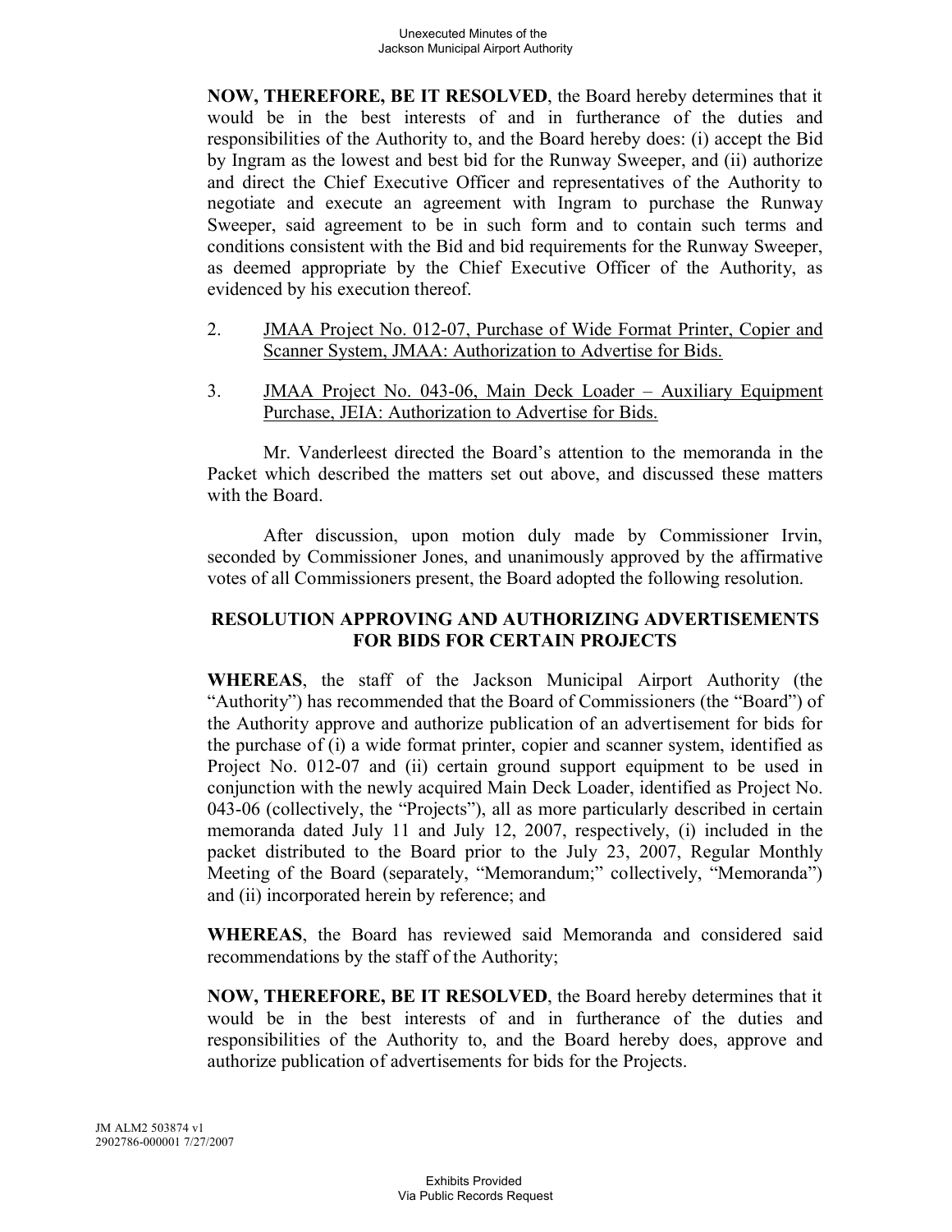**NOW, THEREFORE, BE IT RESOLVED**, the Board hereby determines that it would be in the best interests of and in furtherance of the duties and responsibilities of the Authority to, and the Board hereby does: (i) accept the Bid by Ingram as the lowest and best bid for the Runway Sweeper, and (ii) authorize and direct the Chief Executive Officer and representatives of the Authority to negotiate and execute an agreement with Ingram to purchase the Runway Sweeper, said agreement to be in such form and to contain such terms and conditions consistent with the Bid and bid requirements for the Runway Sweeper, as deemed appropriate by the Chief Executive Officer of the Authority, as evidenced by his execution thereof.

2. JMAA Project No. 012-07, Purchase of Wide Format Printer, Copier and Scanner System, JMAA: Authorization to Advertise for Bids.

3. JMAA Project No. 043-06, Main Deck Loader – Auxiliary Equipment Purchase, JEIA: Authorization to Advertise for Bids.

Mr. Vanderleest directed the Board's attention to the memoranda in the Packet which described the matters set out above, and discussed these matters with the Board.

After discussion, upon motion duly made by Commissioner Irvin, seconded by Commissioner Jones, and unanimously approved by the affirmative votes of all Commissioners present, the Board adopted the following resolution.

**RESOLUTION APPROVING AND AUTHORIZING ADVERTISEMENTS FOR BIDS FOR CERTAIN PROJECTS**

**WHEREAS**, the staff of the Jackson Municipal Airport Authority (the "Authority") has recommended that the Board of Commissioners (the "Board") of the Authority approve and authorize publication of an advertisement for bids for the purchase of (i) a wide format printer, copier and scanner system, identified as Project No. 012-07 and (ii) certain ground support equipment to be used in conjunction with the newly acquired Main Deck Loader, identified as Project No. 043-06 (collectively, the "Projects"), all as more particularly described in certain memoranda dated July 11 and July 12, 2007, respectively, (i) included in the packet distributed to the Board prior to the July 23, 2007, Regular Monthly Meeting of the Board (separately, "Memorandum;" collectively, "Memoranda") and (ii) incorporated herein by reference; and

**WHEREAS**, the Board has reviewed said Memoranda and considered said recommendations by the staff of the Authority;

**NOW, THEREFORE, BE IT RESOLVED**, the Board hereby determines that it would be in the best interests of and in furtherance of the duties and responsibilities of the Authority to, and the Board hereby does, approve and authorize publication of advertisements for bids for the Projects.

JM ALM2 503874 v1
2902786-000001 7/27/2007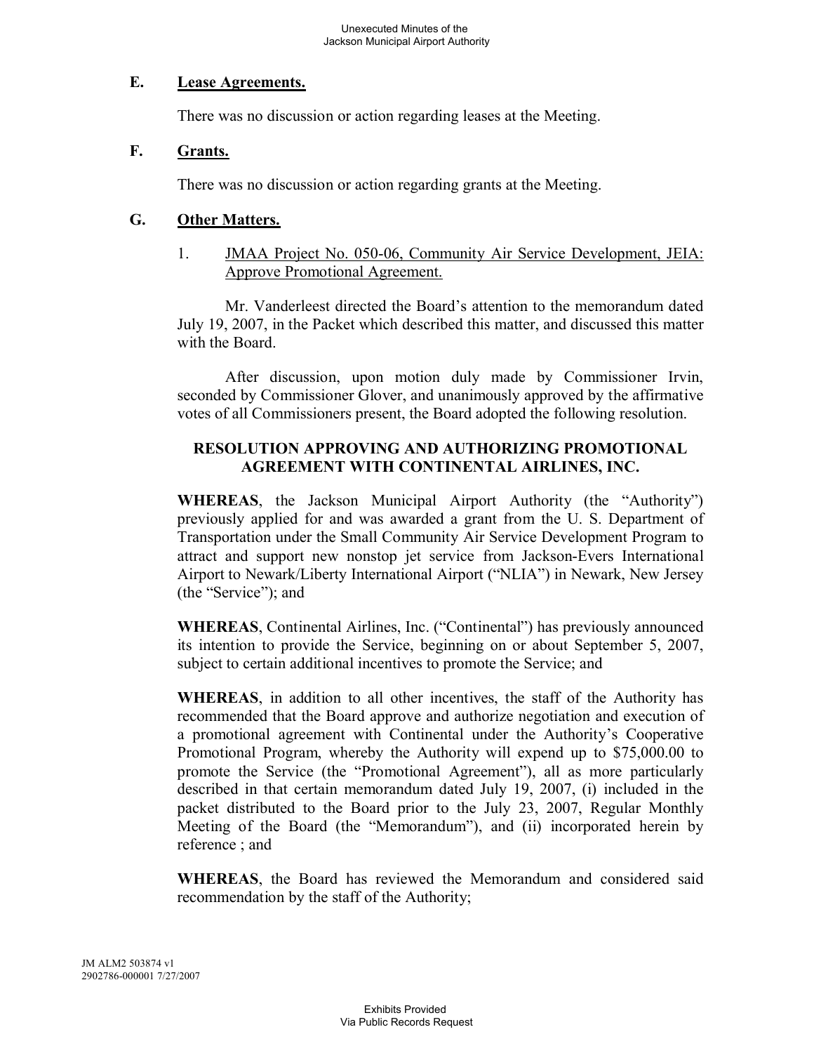### E. Lease Agreements.

There was no discussion or action regarding leases at the Meeting.

### F. Grants.

There was no discussion or action regarding grants at the Meeting.

### G. Other Matters.

1. JMAA Project No. 050-06, Community Air Service Development, JEIA: Approve Promotional Agreement.

Mr. Vanderleest directed the Board's attention to the memorandum dated July 19, 2007, in the Packet which described this matter, and discussed this matter with the Board.

After discussion, upon motion duly made by Commissioner Irvin, seconded by Commissioner Glover, and unanimously approved by the affirmative votes of all Commissioners present, the Board adopted the following resolution.

**RESOLUTION APPROVING AND AUTHORIZING PROMOTIONAL AGREEMENT WITH CONTINENTAL AIRLINES, INC.**

**WHEREAS**, the Jackson Municipal Airport Authority (the "Authority") previously applied for and was awarded a grant from the U. S. Department of Transportation under the Small Community Air Service Development Program to attract and support new nonstop jet service from Jackson-Evers International Airport to Newark/Liberty International Airport ("NLIA") in Newark, New Jersey (the "Service"); and

**WHEREAS**, Continental Airlines, Inc. ("Continental") has previously announced its intention to provide the Service, beginning on or about September 5, 2007, subject to certain additional incentives to promote the Service; and

**WHEREAS**, in addition to all other incentives, the staff of the Authority has recommended that the Board approve and authorize negotiation and execution of a promotional agreement with Continental under the Authority's Cooperative Promotional Program, whereby the Authority will expend up to $75,000.00 to promote the Service (the "Promotional Agreement"), all as more particularly described in that certain memorandum dated July 19, 2007, (i) included in the packet distributed to the Board prior to the July 23, 2007, Regular Monthly Meeting of the Board (the "Memorandum"), and (ii) incorporated herein by reference ; and

**WHEREAS**, the Board has reviewed the Memorandum and considered said recommendation by the staff of the Authority;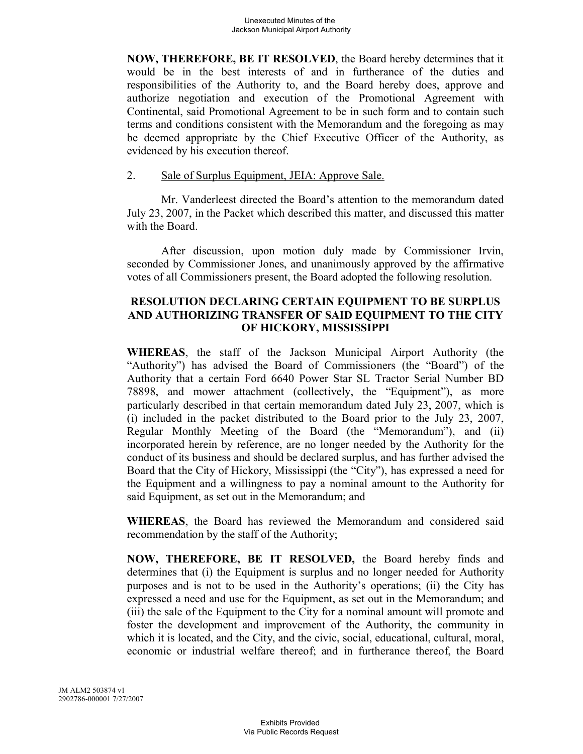**NOW, THEREFORE, BE IT RESOLVED**, the Board hereby determines that it would be in the best interests of and in furtherance of the duties and responsibilities of the Authority to, and the Board hereby does, approve and authorize negotiation and execution of the Promotional Agreement with Continental, said Promotional Agreement to be in such form and to contain such terms and conditions consistent with the Memorandum and the foregoing as may be deemed appropriate by the Chief Executive Officer of the Authority, as evidenced by his execution thereof.

2. Sale of Surplus Equipment, JEIA: Approve Sale.

Mr. Vanderleest directed the Board's attention to the memorandum dated July 23, 2007, in the Packet which described this matter, and discussed this matter with the Board.

After discussion, upon motion duly made by Commissioner Irvin, seconded by Commissioner Jones, and unanimously approved by the affirmative votes of all Commissioners present, the Board adopted the following resolution.

**RESOLUTION DECLARING CERTAIN EQUIPMENT TO BE SURPLUS AND AUTHORIZING TRANSFER OF SAID EQUIPMENT TO THE CITY OF HICKORY, MISSISSIPPI**

**WHEREAS**, the staff of the Jackson Municipal Airport Authority (the "Authority") has advised the Board of Commissioners (the "Board") of the Authority that a certain Ford 6640 Power Star SL Tractor Serial Number BD 78898, and mower attachment (collectively, the "Equipment"), as more particularly described in that certain memorandum dated July 23, 2007, which is (i) included in the packet distributed to the Board prior to the July 23, 2007, Regular Monthly Meeting of the Board (the "Memorandum"), and (ii) incorporated herein by reference, are no longer needed by the Authority for the conduct of its business and should be declared surplus, and has further advised the Board that the City of Hickory, Mississippi (the "City"), has expressed a need for the Equipment and a willingness to pay a nominal amount to the Authority for said Equipment, as set out in the Memorandum; and

**WHEREAS**, the Board has reviewed the Memorandum and considered said recommendation by the staff of the Authority;

**NOW, THEREFORE, BE IT RESOLVED,** the Board hereby finds and determines that (i) the Equipment is surplus and no longer needed for Authority purposes and is not to be used in the Authority's operations; (ii) the City has expressed a need and use for the Equipment, as set out in the Memorandum; and (iii) the sale of the Equipment to the City for a nominal amount will promote and foster the development and improvement of the Authority, the community in which it is located, and the City, and the civic, social, educational, cultural, moral, economic or industrial welfare thereof; and in furtherance thereof, the Board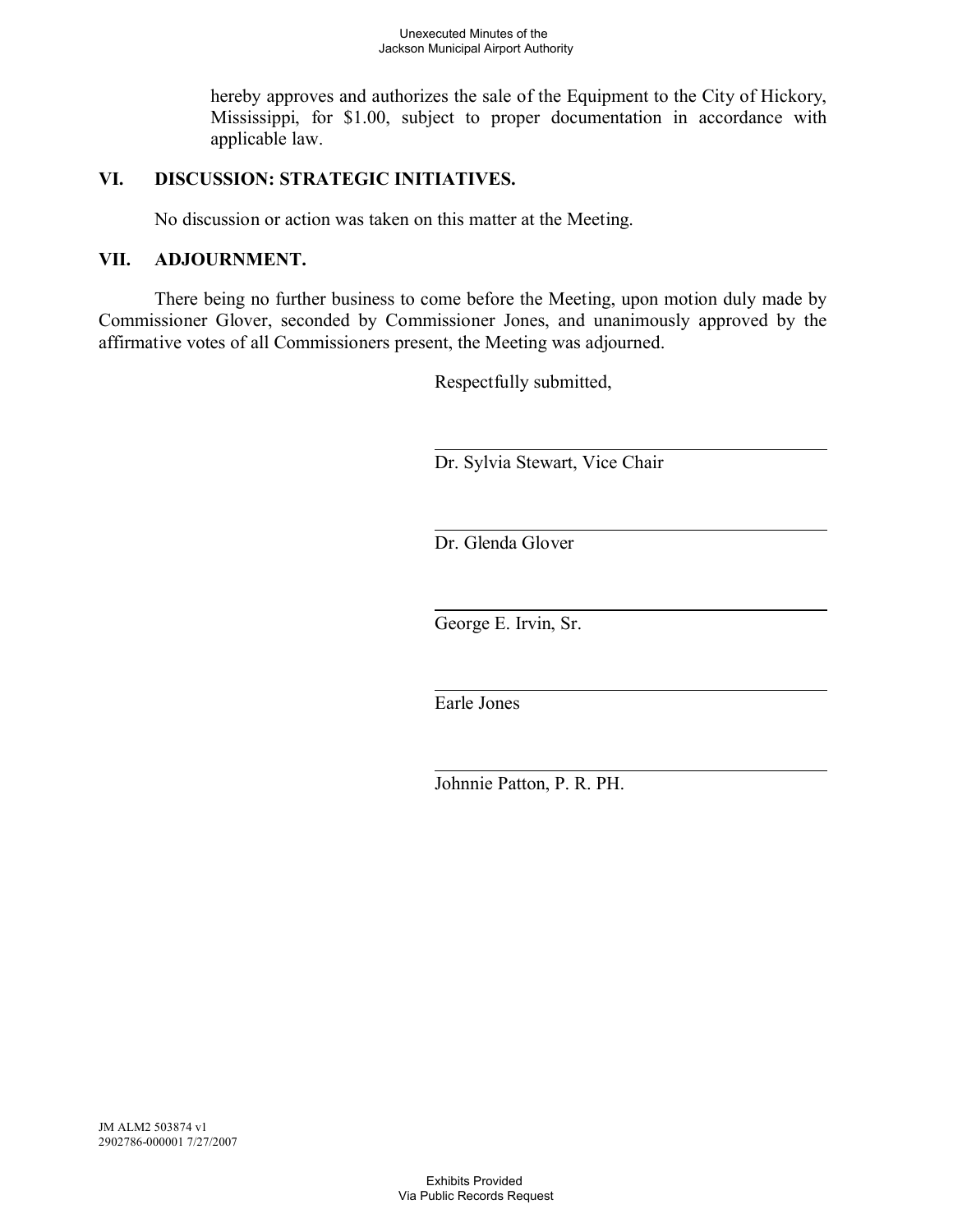hereby approves and authorizes the sale of the Equipment to the City of Hickory, Mississippi, for $1.00, subject to proper documentation in accordance with applicable law.

## VI. DISCUSSION: STRATEGIC INITIATIVES.

No discussion or action was taken on this matter at the Meeting.

## VII. ADJOURNMENT.

There being no further business to come before the Meeting, upon motion duly made by Commissioner Glover, seconded by Commissioner Jones, and unanimously approved by the affirmative votes of all Commissioners present, the Meeting was adjourned.

Respectfully submitted,

\_\_\_\_\_\_\_\_\_\_\_\_\_\_\_\_\_\_\_\_\_\_\_\_\_\_\_\_\_\_\_\_\_\_\_\_\_\_
Dr. Sylvia Stewart, Vice Chair

\_\_\_\_\_\_\_\_\_\_\_\_\_\_\_\_\_\_\_\_\_\_\_\_\_\_\_\_\_\_\_\_\_\_\_\_\_\_
Dr. Glenda Glover

\_\_\_\_\_\_\_\_\_\_\_\_\_\_\_\_\_\_\_\_\_\_\_\_\_\_\_\_\_\_\_\_\_\_\_\_\_\_
George E. Irvin, Sr.

\_\_\_\_\_\_\_\_\_\_\_\_\_\_\_\_\_\_\_\_\_\_\_\_\_\_\_\_\_\_\_\_\_\_\_\_\_\_
Earle Jones

\_\_\_\_\_\_\_\_\_\_\_\_\_\_\_\_\_\_\_\_\_\_\_\_\_\_\_\_\_\_\_\_\_\_\_\_\_\_
Johnnie Patton, P. R. PH.

JM ALM2 503874 v1
2902786-000001 7/27/2007